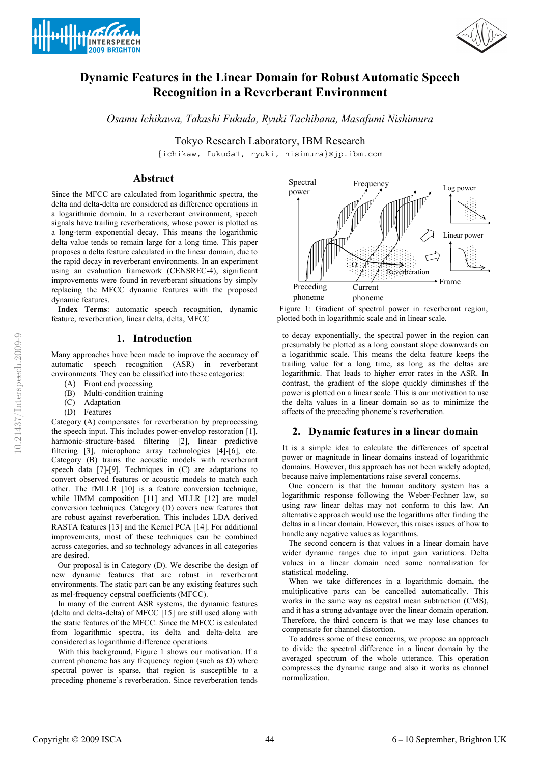# Dynamic Features in the Linear Domain for Robust Automatic Speech Recognition in a Reverberant Environment

*Osamu Ichikawa, Takashi Fukuda, Ryuki Tachibana, Masafumi Nishimura*

Tokyo Research Laboratory, IBM Research

{ichikaw, fukuda1, ryuki, nisimura}@jp.ibm.com

## Abstract

Since the MFCC are calculated from logarithmic spectra, the delta and delta-delta are considered as difference operations in a logarithmic domain. In a reverberant environment, speech signals have trailing reverberations, whose power is plotted as a long-term exponential decay. This means the logarithmic delta value tends to remain large for a long time. This paper proposes a delta feature calculated in the linear domain, due to the rapid decay in reverberant environments. In an experiment using an evaluation framework (CENSREC-4), significant improvements were found in reverberant situations by simply replacing the MFCC dynamic features with the proposed dynamic features.

**Index Terms**: automatic speech recognition, dynamic feature, reverberation, linear delta, delta, MFCC

## 1. Introduction

Many approaches have been made to improve the accuracy of automatic speech recognition (ASR) in reverberant environments. They can be classified into these categories:

(A) Front end processing
(B) Multi-condition training
(C) Adaptation
(D) Features

Category (A) compensates for reverberation by preprocessing the speech input. This includes power-envelop restoration [1], harmonic-structure-based filtering [2], linear predictive filtering [3], microphone array technologies [4]-[6], etc. Category (B) trains the acoustic models with reverberant speech data [7]-[9]. Techniques in (C) are adaptations to convert observed features or acoustic models to match each other. The fMLLR [10] is a feature conversion technique, while HMM composition [11] and MLLR [12] are model conversion techniques. Category (D) covers new features that are robust against reverberation. This includes LDA derived RASTA features [13] and the Kernel PCA [14]. For additional improvements, most of these techniques can be combined across categories, and so technology advances in all categories are desired.

Our proposal is in Category (D). We describe the design of new dynamic features that are robust in reverberant environments. The static part can be any existing features such as mel-frequency cepstral coefficients (MFCC).

In many of the current ASR systems, the dynamic features (delta and delta-delta) of MFCC [15] are still used along with the static features of the MFCC. Since the MFCC is calculated from logarithmic spectra, its delta and delta-delta are considered as logarithmic difference operations.

With this background, Figure 1 shows our motivation. If a current phoneme has any frequency region (such as $\Omega$) where spectral power is sparse, that region is susceptible to a preceding phoneme's reverberation. Since reverberation tends to decay exponentially, the spectral power in the region can presumably be plotted as a long constant slope downwards on a logarithmic scale. This means the delta feature keeps the trailing value for a long time, as long as the deltas are logarithmic. That leads to higher error rates in the ASR. In contrast, the gradient of the slope quickly diminishes if the power is plotted on a linear scale. This is our motivation to use the delta values in a linear domain so as to minimize the affects of the preceding phoneme's reverberation.

Figure 1: Gradient of spectral power in reverberant region, plotted both in logarithmic scale and in linear scale.

## 2. Dynamic features in a linear domain

It is a simple idea to calculate the differences of spectral power or magnitude in linear domains instead of logarithmic domains. However, this approach has not been widely adopted, because naive implementations raise several concerns.

One concern is that the human auditory system has a logarithmic response following the Weber-Fechner law, so using raw linear deltas may not conform to this law. An alternative approach would use the logarithms after finding the deltas in a linear domain. However, this raises issues of how to handle any negative values as logarithms.

The second concern is that values in a linear domain have wider dynamic ranges due to input gain variations. Delta values in a linear domain need some normalization for statistical modeling.

When we take differences in a logarithmic domain, the multiplicative parts can be cancelled automatically. This works in the same way as cepstral mean subtraction (CMS), and it has a strong advantage over the linear domain operation. Therefore, the third concern is that we may lose chances to compensate for channel distortion.

To address some of these concerns, we propose an approach to divide the spectral difference in a linear domain by the averaged spectrum of the whole utterance. This operation compresses the dynamic range and also it works as channel normalization.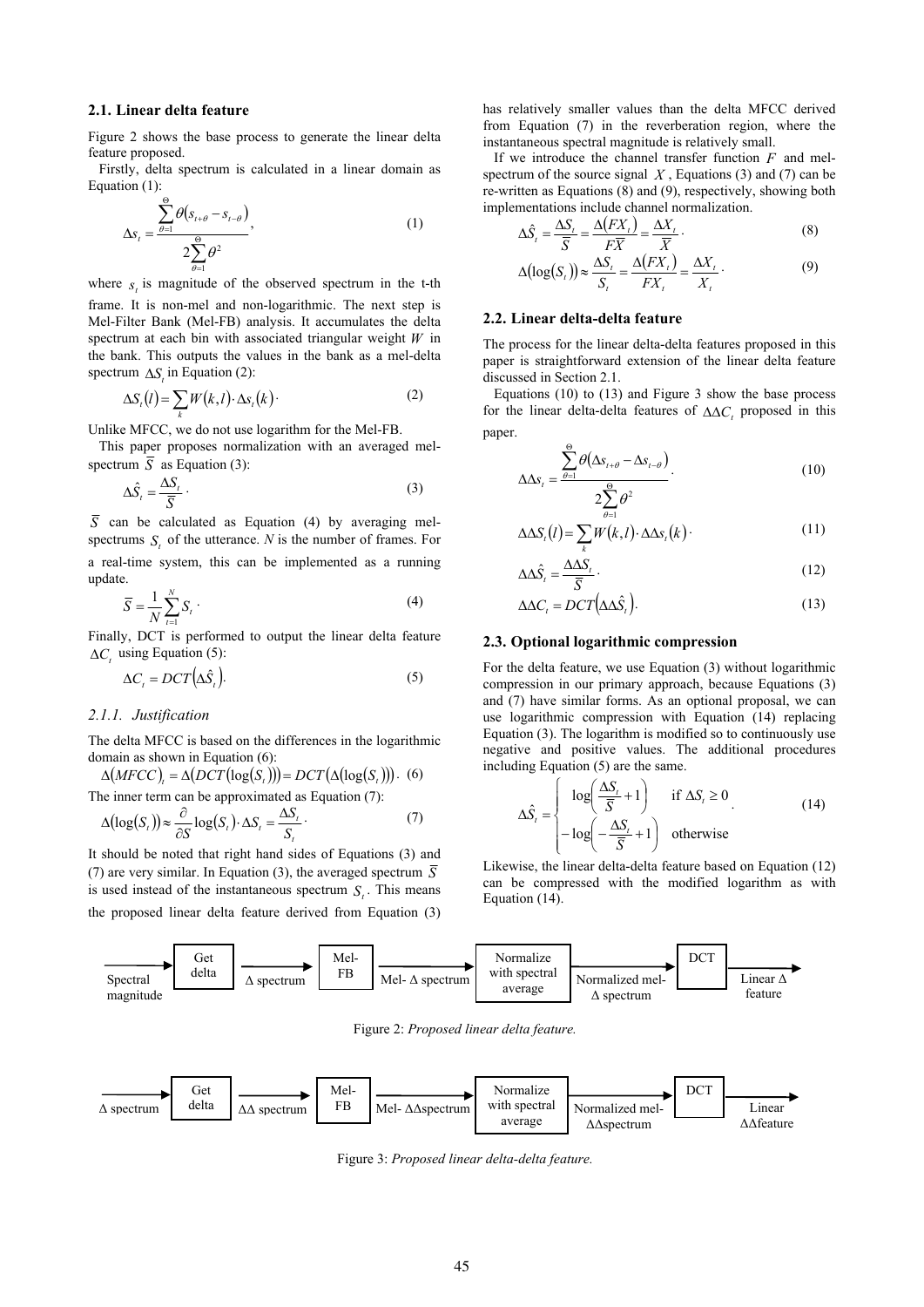### 2.1. Linear delta feature

Figure 2 shows the base process to generate the linear delta feature proposed.

Firstly, delta spectrum is calculated in a linear domain as Equation (1):

$$\Delta s_t = \frac{\sum_{\theta=1}^{\Theta} \theta (s_{t+\theta} - s_{t-\theta})}{2 \sum_{\theta=1}^{\Theta} \theta^2}, \tag{1}$$

where $s_t$ is magnitude of the observed spectrum in the t-th frame. It is non-mel and non-logarithmic. The next step is Mel-Filter Bank (Mel-FB) analysis. It accumulates the delta spectrum at each bin with associated triangular weight $W$ in the bank. This outputs the values in the bank as a mel-delta spectrum $\Delta S_t$ in Equation (2):

$$\Delta S_t(l) = \sum_k W(k,l) \cdot \Delta s_t(k) \cdot \tag{2}$$

Unlike MFCC, we do not use logarithm for the Mel-FB.

This paper proposes normalization with an averaged mel-spectrum $\overline{S}$ as Equation (3):

$$\Delta \hat{S}_t = \frac{\Delta S_t}{\overline{S}} \cdot \tag{3}$$

$\overline{S}$ can be calculated as Equation (4) by averaging mel-spectrums $S_t$ of the utterance. $N$ is the number of frames. For a real-time system, this can be implemented as a running update.

$$\overline{S} = \frac{1}{N} \sum_{t=1}^{N} S_t \cdot \tag{4}$$

Finally, DCT is performed to output the linear delta feature $\Delta C_t$ using Equation (5):

$$\Delta C_t = DCT(\Delta \hat{S}_t). \tag{5}$$

#### 2.1.1. Justification

The delta MFCC is based on the differences in the logarithmic domain as shown in Equation (6):

$$\Delta(MFCC)_t = \Delta(DCT(\log(S_t))) = DCT(\Delta(\log(S_t))). \tag{6}$$

The inner term can be approximated as Equation (7):

$$\Delta(\log(S_t)) \approx \frac{\partial}{\partial S} \log(S_t) \cdot \Delta S_t = \frac{\Delta S_t}{S_t} \cdot \tag{7}$$

It should be noted that right hand sides of Equations (3) and (7) are very similar. In Equation (3), the averaged spectrum $\overline{S}$ is used instead of the instantaneous spectrum $S_t$. This means the proposed linear delta feature derived from Equation (3) has relatively smaller values than the delta MFCC derived from Equation (7) in the reverberation region, where the instantaneous spectral magnitude is relatively small.

If we introduce the channel transfer function $F$ and mel-spectrum of the source signal $X$, Equations (3) and (7) can be re-written as Equations (8) and (9), respectively, showing both implementations include channel normalization.

$$\Delta \hat{S}_t = \frac{\Delta S_t}{\overline{S}} = \frac{\Delta(FX_t)}{F\overline{X}} = \frac{\Delta X_t}{\overline{X}} \cdot \tag{8}$$

$$\Delta(\log(S_t)) \approx \frac{\Delta S_t}{S_t} = \frac{\Delta(FX_t)}{FX_t} = \frac{\Delta X_t}{X_t} \cdot \tag{9}$$

### 2.2. Linear delta-delta feature

The process for the linear delta-delta features proposed in this paper is straightforward extension of the linear delta feature discussed in Section 2.1.

Equations (10) to (13) and Figure 3 show the base process for the linear delta-delta features of $\Delta\Delta C_t$ proposed in this paper.

$$\Delta\Delta s_t = \frac{\sum_{\theta=1}^{\Theta} \theta (\Delta s_{t+\theta} - \Delta s_{t-\theta})}{2 \sum_{\theta=1}^{\Theta} \theta^2}. \tag{10}$$

$$\Delta\Delta S_t(l) = \sum_k W(k,l) \cdot \Delta\Delta s_t(k) \cdot \tag{11}$$

$$\Delta\Delta \hat{S}_t = \frac{\Delta\Delta S_t}{\overline{S}} \cdot \tag{12}$$

$$\Delta\Delta C_t = DCT(\Delta\Delta \hat{S}_t). \tag{13}$$

### 2.3. Optional logarithmic compression

For the delta feature, we use Equation (3) without logarithmic compression in our primary approach, because Equations (3) and (7) have similar forms. As an optional proposal, we can use logarithmic compression with Equation (14) replacing Equation (3). The logarithm is modified so to continuously use negative and positive values. The additional procedures including Equation (5) are the same.

$$\Delta \hat{S}_t = \begin{cases} \log\left(\frac{\Delta S_t}{\overline{S}} + 1\right) & \text{if } \Delta S_t \geq 0 \\ -\log\left(-\frac{\Delta S_t}{\overline{S}} + 1\right) & \text{otherwise} \end{cases}. \tag{14}$$

Likewise, the linear delta-delta feature based on Equation (12) can be compressed with the modified logarithm as with Equation (14).

Spectral magnitude → Get delta → Δ spectrum → Mel-FB → Mel- Δ spectrum → Normalize with spectral average → Normalized mel-Δ spectrum → DCT → Linear Δ feature

Figure 2: *Proposed linear delta feature.*

Δ spectrum → Get delta → ΔΔ spectrum → Mel-FB → Mel- ΔΔspectrum → Normalize with spectral average → Normalized mel-ΔΔspectrum → DCT → Linear ΔΔfeature

Figure 3: *Proposed linear delta-delta feature.*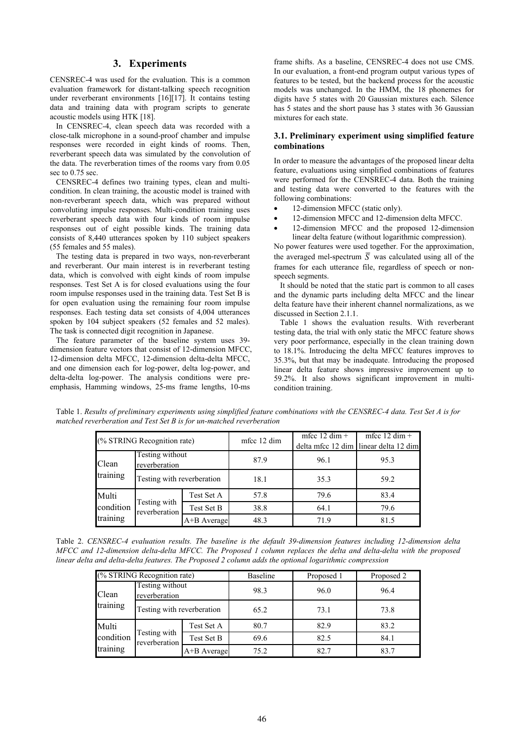## 3. Experiments

CENSREC-4 was used for the evaluation. This is a common evaluation framework for distant-talking speech recognition under reverberant environments [16][17]. It contains testing data and training data with program scripts to generate acoustic models using HTK [18].

In CENSREC-4, clean speech data was recorded with a close-talk microphone in a sound-proof chamber and impulse responses were recorded in eight kinds of rooms. Then, reverberant speech data was simulated by the convolution of the data. The reverberation times of the rooms vary from 0.05 sec to 0.75 sec.

CENSREC-4 defines two training types, clean and multi-condition. In clean training, the acoustic model is trained with non-reverberant speech data, which was prepared without convoluting impulse responses. Multi-condition training uses reverberant speech data with four kinds of room impulse responses out of eight possible kinds. The training data consists of 8,440 utterances spoken by 110 subject speakers (55 females and 55 males).

The testing data is prepared in two ways, non-reverberant and reverberant. Our main interest is in reverberant testing data, which is convolved with eight kinds of room impulse responses. Test Set A is for closed evaluations using the four room impulse responses used in the training data. Test Set B is for open evaluation using the remaining four room impulse responses. Each testing data set consists of 4,004 utterances spoken by 104 subject speakers (52 females and 52 males). The task is connected digit recognition in Japanese.

The feature parameter of the baseline system uses 39-dimension feature vectors that consist of 12-dimension MFCC, 12-dimension delta MFCC, 12-dimension delta-delta MFCC, and one dimension each for log-power, delta log-power, and delta-delta log-power. The analysis conditions were pre-emphasis, Hamming windows, 25-ms frame lengths, 10-ms frame shifts. As a baseline, CENSREC-4 does not use CMS. In our evaluation, a front-end program output various types of features to be tested, but the backend process for the acoustic models was unchanged. In the HMM, the 18 phonemes for digits have 5 states with 20 Gaussian mixtures each. Silence has 5 states and the short pause has 3 states with 36 Gaussian mixtures for each state.

### 3.1. Preliminary experiment using simplified feature combinations

In order to measure the advantages of the proposed linear delta feature, evaluations using simplified combinations of features were performed for the CENSREC-4 data. Both the training and testing data were converted to the features with the following combinations:

- 12-dimension MFCC (static only).
- 12-dimension MFCC and 12-dimension delta MFCC.
- 12-dimension MFCC and the proposed 12-dimension linear delta feature (without logarithmic compression).

No power features were used together. For the approximation, the averaged mel-spectrum $\overline{S}$ was calculated using all of the frames for each utterance file, regardless of speech or non-speech segments.

It should be noted that the static part is common to all cases and the dynamic parts including delta MFCC and the linear delta feature have their inherent channel normalizations, as we discussed in Section 2.1.1.

Table 1 shows the evaluation results. With reverberant testing data, the trial with only static the MFCC feature shows very poor performance, especially in the clean training down to 18.1%. Introducing the delta MFCC features improves to 35.3%, but that may be inadequate. Introducing the proposed linear delta feature shows impressive improvement up to 59.2%. It also shows significant improvement in multi-condition training.

Table 1. *Results of preliminary experiments using simplified feature combinations with the CENSREC-4 data. Test Set A is for matched reverberation and Test Set B is for un-matched reverberation*

| (% STRING Recognition rate) | | | mfcc 12 dim | mfcc 12 dim + delta mfcc 12 dim | mfcc 12 dim + linear delta 12 dim |
|---|---|---|---|---|---|
| Clean training | Testing without reverberation | | 87.9 | 96.1 | 95.3 |
| | Testing with reverberation | | 18.1 | 35.3 | 59.2 |
| Multi condition training | Testing with reverberation | Test Set A | 57.8 | 79.6 | 83.4 |
| | | Test Set B | 38.8 | 64.1 | 79.6 |
| | | A+B Average | 48.3 | 71.9 | 81.5 |

Table 2. *CENSREC-4 evaluation results. The baseline is the default 39-dimension features including 12-dimension delta MFCC and 12-dimension delta-delta MFCC. The Proposed 1 column replaces the delta and delta-delta with the proposed linear delta and delta-delta features. The Proposed 2 column adds the optional logarithmic compression*

| (% STRING Recognition rate) | | | Baseline | Proposed 1 | Proposed 2 |
|---|---|---|---|---|---|
| Clean training | Testing without reverberation | | 98.3 | 96.0 | 96.4 |
| | Testing with reverberation | | 65.2 | 73.1 | 73.8 |
| Multi condition training | Testing with reverberation | Test Set A | 80.7 | 82.9 | 83.2 |
| | | Test Set B | 69.6 | 82.5 | 84.1 |
| | | A+B Average | 75.2 | 82.7 | 83.7 |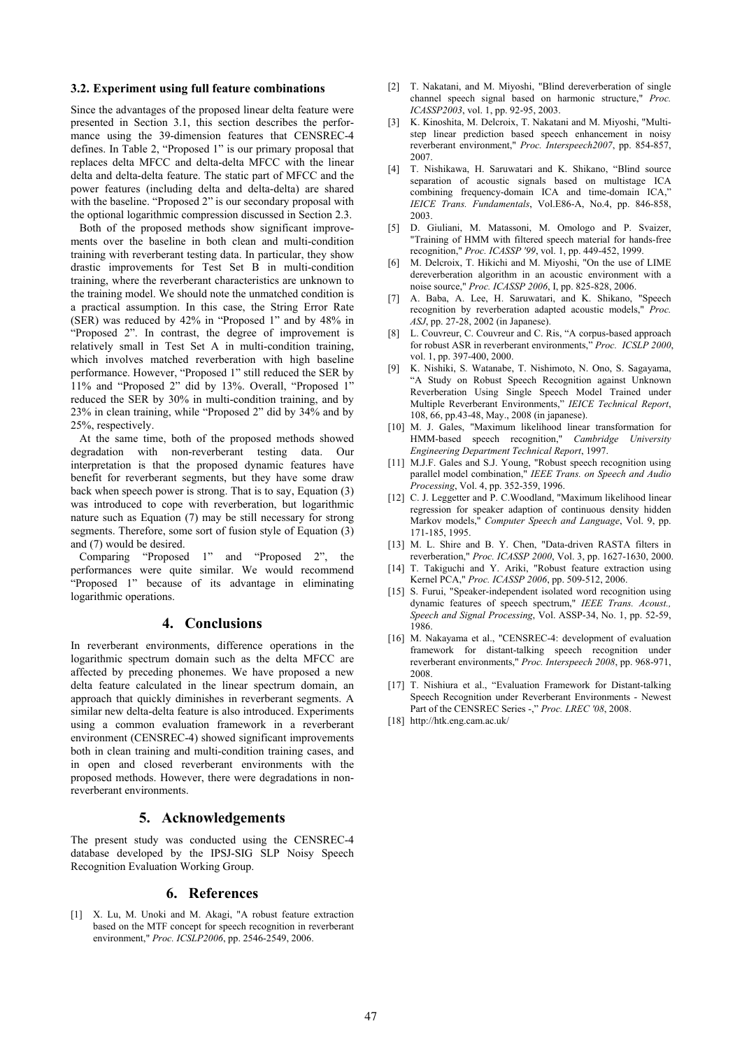### 3.2. Experiment using full feature combinations

Since the advantages of the proposed linear delta feature were presented in Section 3.1, this section describes the performance using the 39-dimension features that CENSREC-4 defines. In Table 2, "Proposed 1" is our primary proposal that replaces delta MFCC and delta-delta MFCC with the linear delta and delta-delta feature. The static part of MFCC and the power features (including delta and delta-delta) are shared with the baseline. "Proposed 2" is our secondary proposal with the optional logarithmic compression discussed in Section 2.3.

Both of the proposed methods show significant improvements over the baseline in both clean and multi-condition training with reverberant testing data. In particular, they show drastic improvements for Test Set B in multi-condition training, where the reverberant characteristics are unknown to the training model. We should note the unmatched condition is a practical assumption. In this case, the String Error Rate (SER) was reduced by 42% in "Proposed 1" and by 48% in "Proposed 2". In contrast, the degree of improvement is relatively small in Test Set A in multi-condition training, which involves matched reverberation with high baseline performance. However, "Proposed 1" still reduced the SER by 11% and "Proposed 2" did by 13%. Overall, "Proposed 1" reduced the SER by 30% in multi-condition training, and by 23% in clean training, while "Proposed 2" did by 34% and by 25%, respectively.

At the same time, both of the proposed methods showed degradation with non-reverberant testing data. Our interpretation is that the proposed dynamic features have benefit for reverberant segments, but they have some draw back when speech power is strong. That is to say, Equation (3) was introduced to cope with reverberation, but logarithmic nature such as Equation (7) may be still necessary for strong segments. Therefore, some sort of fusion style of Equation (3) and (7) would be desired.

Comparing "Proposed 1" and "Proposed 2", the performances were quite similar. We would recommend "Proposed 1" because of its advantage in eliminating logarithmic operations.

## 4. Conclusions

In reverberant environments, difference operations in the logarithmic spectrum domain such as the delta MFCC are affected by preceding phonemes. We have proposed a new delta feature calculated in the linear spectrum domain, an approach that quickly diminishes in reverberant segments. A similar new delta-delta feature is also introduced. Experiments using a common evaluation framework in a reverberant environment (CENSREC-4) showed significant improvements both in clean training and multi-condition training cases, and in open and closed reverberant environments with the proposed methods. However, there were degradations in non-reverberant environments.

## 5. Acknowledgements

The present study was conducted using the CENSREC-4 database developed by the IPSJ-SIG SLP Noisy Speech Recognition Evaluation Working Group.

## 6. References

[1] X. Lu, M. Unoki and M. Akagi, "A robust feature extraction based on the MTF concept for speech recognition in reverberant environment," *Proc. ICSLP2006*, pp. 2546-2549, 2006.

[2] T. Nakatani, and M. Miyoshi, "Blind dereverberation of single channel speech signal based on harmonic structure," *Proc. ICASSP2003*, vol. 1, pp. 92-95, 2003.

[3] K. Kinoshita, M. Delcroix, T. Nakatani and M. Miyoshi, "Multi-step linear prediction based speech enhancement in noisy reverberant environment," *Proc. Interspeech2007*, pp. 854-857, 2007.

[4] T. Nishikawa, H. Saruwatari and K. Shikano, "Blind source separation of acoustic signals based on multistage ICA combining frequency-domain ICA and time-domain ICA," *IEICE Trans. Fundamentals*, Vol.E86-A, No.4, pp. 846-858, 2003.

[5] D. Giuliani, M. Matassoni, M. Omologo and P. Svaizer, "Training of HMM with filtered speech material for hands-free recognition," *Proc. ICASSP '99*, vol. 1, pp. 449-452, 1999.

[6] M. Delcroix, T. Hikichi and M. Miyoshi, "On the use of LIME dereverberation algorithm in an acoustic environment with a noise source," *Proc. ICASSP 2006*, I, pp. 825-828, 2006.

[7] A. Baba, A. Lee, H. Saruwatari, and K. Shikano, "Speech recognition by reverberation adapted acoustic models," *Proc. ASJ*, pp. 27-28, 2002 (in Japanese).

[8] L. Couvreur, C. Couvreur and C. Ris, "A corpus-based approach for robust ASR in reverberant environments," *Proc. ICSLP 2000*, vol. 1, pp. 397-400, 2000.

[9] K. Nishiki, S. Watanabe, T. Nishimoto, N. Ono, S. Sagayama, "A Study on Robust Speech Recognition against Unknown Reverberation Using Single Speech Model Trained under Multiple Reverberant Environments," *IEICE Technical Report*, 108, 66, pp.43-48, May., 2008 (in japanese).

[10] M. J. Gales, "Maximum likelihood linear transformation for HMM-based speech recognition," *Cambridge University Engineering Department Technical Report*, 1997.

[11] M.J.F. Gales and S.J. Young, "Robust speech recognition using parallel model combination," *IEEE Trans. on Speech and Audio Processing*, Vol. 4, pp. 352-359, 1996.

[12] C. J. Leggetter and P. C.Woodland, "Maximum likelihood linear regression for speaker adaption of continuous density hidden Markov models," *Computer Speech and Language*, Vol. 9, pp. 171-185, 1995.

[13] M. L. Shire and B. Y. Chen, "Data-driven RASTA filters in reverberation," *Proc. ICASSP 2000*, Vol. 3, pp. 1627-1630, 2000.

[14] T. Takiguchi and Y. Ariki, "Robust feature extraction using Kernel PCA," *Proc. ICASSP 2006*, pp. 509-512, 2006.

[15] S. Furui, "Speaker-independent isolated word recognition using dynamic features of speech spectrum," *IEEE Trans. Acoust., Speech and Signal Processing*, Vol. ASSP-34, No. 1, pp. 52-59, 1986.

[16] M. Nakayama et al., "CENSREC-4: development of evaluation framework for distant-talking speech recognition under reverberant environments," *Proc. Interspeech 2008*, pp. 968-971, 2008.

[17] T. Nishiura et al., "Evaluation Framework for Distant-talking Speech Recognition under Reverberant Environments - Newest Part of the CENSREC Series -," *Proc. LREC '08*, 2008.

[18] http://htk.eng.cam.ac.uk/